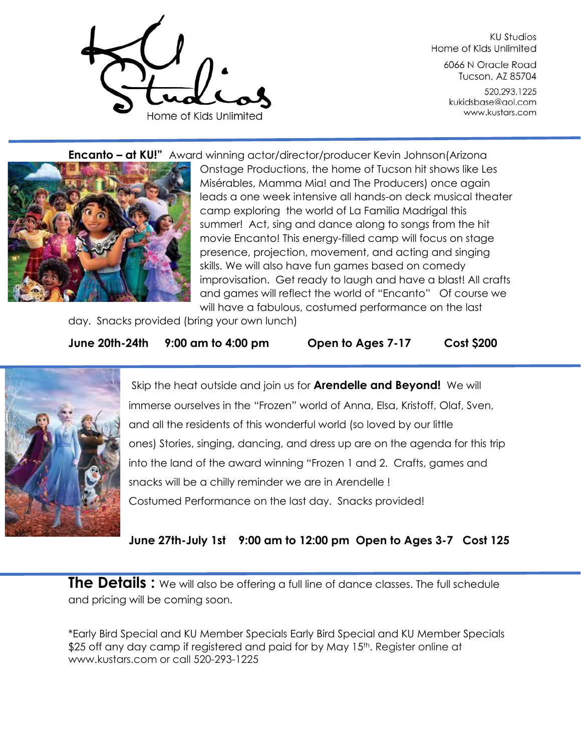KU Studios
Home of Kids Unlimited

6066 N Oracle Road
Tucson, AZ 85704

520.293.1225
kukidsbase@aol.com
www.kustars.com

---

**Encanto – at KU!"** Award winning actor/director/producer Kevin Johnson(Arizona Onstage Productions, the home of Tucson hit shows like Les Misérables, Mamma Mia! and The Producers) once again leads a one week intensive all hands-on deck musical theater camp exploring the world of La Familia Madrigal this summer! Act, sing and dance along to songs from the hit movie Encanto! This energy-filled camp will focus on stage presence, projection, movement, and acting and singing skills. We will also have fun games based on comedy improvisation. Get ready to laugh and have a blast! All crafts and games will reflect the world of "Encanto" Of course we will have a fabulous, costumed performance on the last day. Snacks provided (bring your own lunch)

**June 20th-24th 9:00 am to 4:00 pm Open to Ages 7-17 Cost $200**

---

Skip the heat outside and join us for **Arendelle and Beyond!** We will immerse ourselves in the "Frozen" world of Anna, Elsa, Kristoff, Olaf, Sven, and all the residents of this wonderful world (so loved by our little ones) Stories, singing, dancing, and dress up are on the agenda for this trip into the land of the award winning "Frozen 1 and 2. Crafts, games and snacks will be a chilly reminder we are in Arendelle !
Costumed Performance on the last day. Snacks provided!

**June 27th-July 1st 9:00 am to 12:00 pm Open to Ages 3-7 Cost 125**

---

**The Details :** We will also be offering a full line of dance classes. The full schedule and pricing will be coming soon.

*Early Bird Special and KU Member Specials Early Bird Special and KU Member Specials $25 off any day camp if registered and paid for by May 15th. Register online at www.kustars.com or call 520-293-1225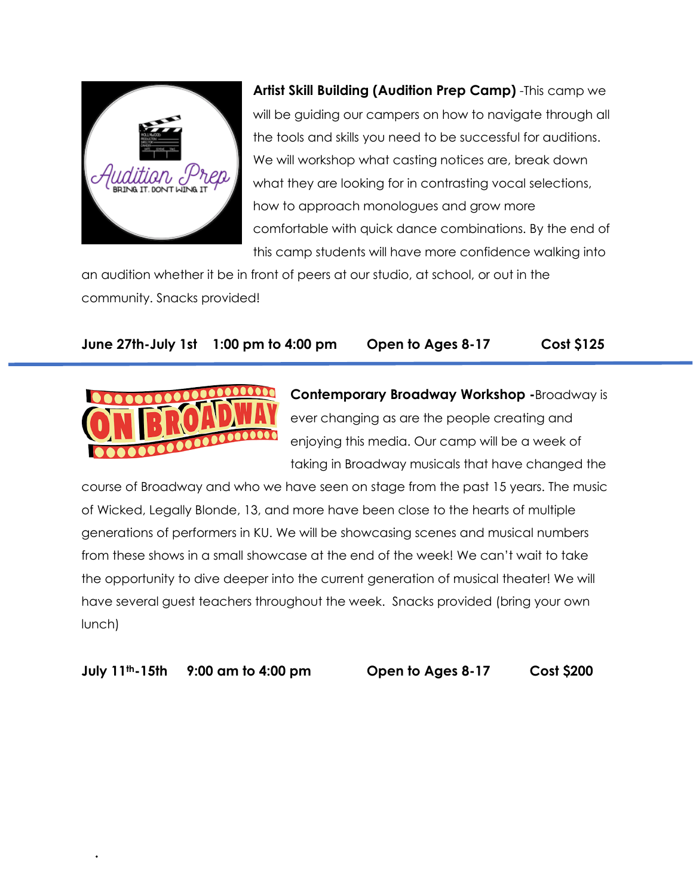**Artist Skill Building (Audition Prep Camp)** -This camp we will be guiding our campers on how to navigate through all the tools and skills you need to be successful for auditions. We will workshop what casting notices are, break down what they are looking for in contrasting vocal selections, how to approach monologues and grow more comfortable with quick dance combinations. By the end of this camp students will have more confidence walking into an audition whether it be in front of peers at our studio, at school, or out in the community. Snacks provided!

**June 27th-July 1st 1:00 pm to 4:00 pm Open to Ages 8-17 Cost $125**

---

**Contemporary Broadway Workshop -**Broadway is ever changing as are the people creating and enjoying this media. Our camp will be a week of taking in Broadway musicals that have changed the course of Broadway and who we have seen on stage from the past 15 years. The music of Wicked, Legally Blonde, 13, and more have been close to the hearts of multiple generations of performers in KU. We will be showcasing scenes and musical numbers from these shows in a small showcase at the end of the week! We can't wait to take the opportunity to dive deeper into the current generation of musical theater! We will have several guest teachers throughout the week. Snacks provided (bring your own lunch)

**July 11th-15th 9:00 am to 4:00 pm Open to Ages 8-17 Cost $200**